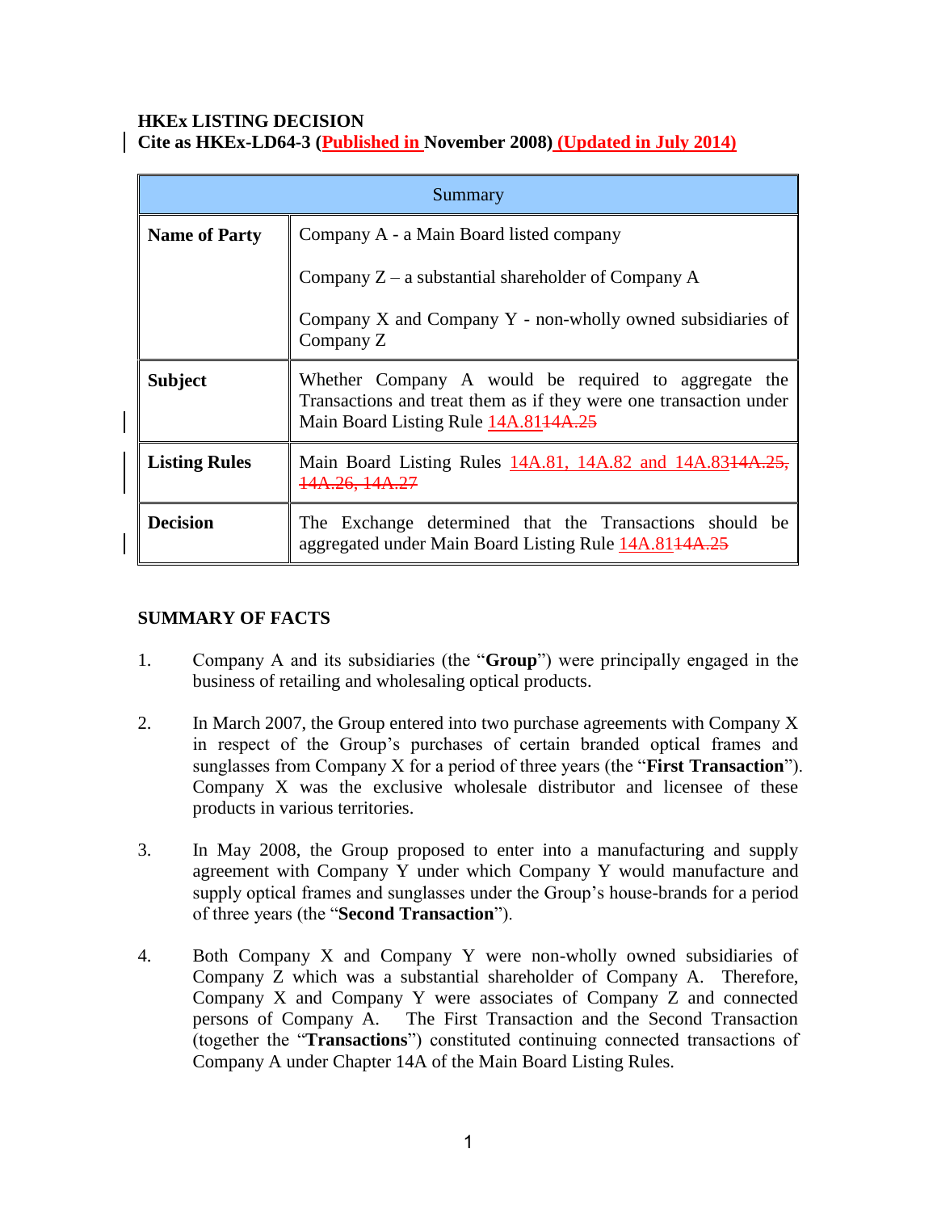**HKEx LISTING DECISION**
**Cite as HKEx-LD64-3 (Published in November 2008) (Updated in July 2014)**

| Summary | |
|---|---|
| **Name of Party** | Company A - a Main Board listed company<br><br>Company Z – a substantial shareholder of Company A<br><br>Company X and Company Y - non-wholly owned subsidiaries of Company Z |
| **Subject** | Whether Company A would be required to aggregate the Transactions and treat them as if they were one transaction under Main Board Listing Rule 14A.81 ~~14A.25~~ |
| **Listing Rules** | Main Board Listing Rules 14A.81, 14A.82 and 14A.83 ~~14A.25, 14A.26, 14A.27~~ |
| **Decision** | The Exchange determined that the Transactions should be aggregated under Main Board Listing Rule 14A.81 ~~14A.25~~ |

**SUMMARY OF FACTS**

1. Company A and its subsidiaries (the "**Group**") were principally engaged in the business of retailing and wholesaling optical products.

2. In March 2007, the Group entered into two purchase agreements with Company X in respect of the Group's purchases of certain branded optical frames and sunglasses from Company X for a period of three years (the "**First Transaction**"). Company X was the exclusive wholesale distributor and licensee of these products in various territories.

3. In May 2008, the Group proposed to enter into a manufacturing and supply agreement with Company Y under which Company Y would manufacture and supply optical frames and sunglasses under the Group's house-brands for a period of three years (the "**Second Transaction**").

4. Both Company X and Company Y were non-wholly owned subsidiaries of Company Z which was a substantial shareholder of Company A. Therefore, Company X and Company Y were associates of Company Z and connected persons of Company A. The First Transaction and the Second Transaction (together the "**Transactions**") constituted continuing connected transactions of Company A under Chapter 14A of the Main Board Listing Rules.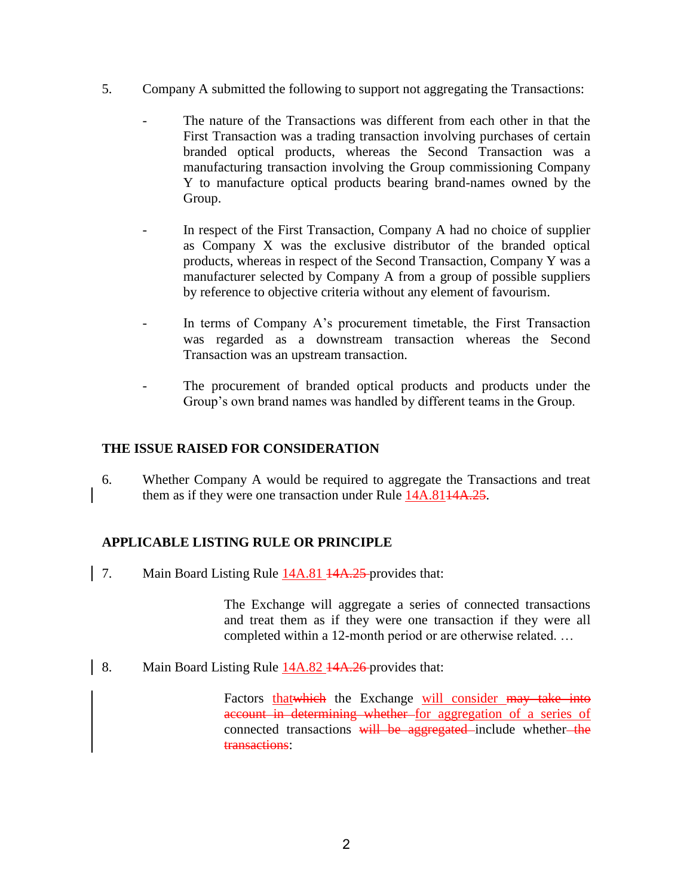5. Company A submitted the following to support not aggregating the Transactions:

   - The nature of the Transactions was different from each other in that the First Transaction was a trading transaction involving purchases of certain branded optical products, whereas the Second Transaction was a manufacturing transaction involving the Group commissioning Company Y to manufacture optical products bearing brand-names owned by the Group.

   - In respect of the First Transaction, Company A had no choice of supplier as Company X was the exclusive distributor of the branded optical products, whereas in respect of the Second Transaction, Company Y was a manufacturer selected by Company A from a group of possible suppliers by reference to objective criteria without any element of favourism.

   - In terms of Company A's procurement timetable, the First Transaction was regarded as a downstream transaction whereas the Second Transaction was an upstream transaction.

   - The procurement of branded optical products and products under the Group's own brand names was handled by different teams in the Group.

## THE ISSUE RAISED FOR CONSIDERATION

6. Whether Company A would be required to aggregate the Transactions and treat them as if they were one transaction under Rule 14A.81~~14A.25~~.

## APPLICABLE LISTING RULE OR PRINCIPLE

7. Main Board Listing Rule 14A.81 ~~14A.25~~ provides that:

   > The Exchange will aggregate a series of connected transactions and treat them as if they were one transaction if they were all completed within a 12-month period or are otherwise related. …

8. Main Board Listing Rule 14A.82 ~~14A.26~~ provides that:

   > Factors that~~which~~ the Exchange will consider ~~may take into account in determining whether~~ for aggregation of a series of connected transactions ~~will be aggregated~~ include whether ~~the transactions~~: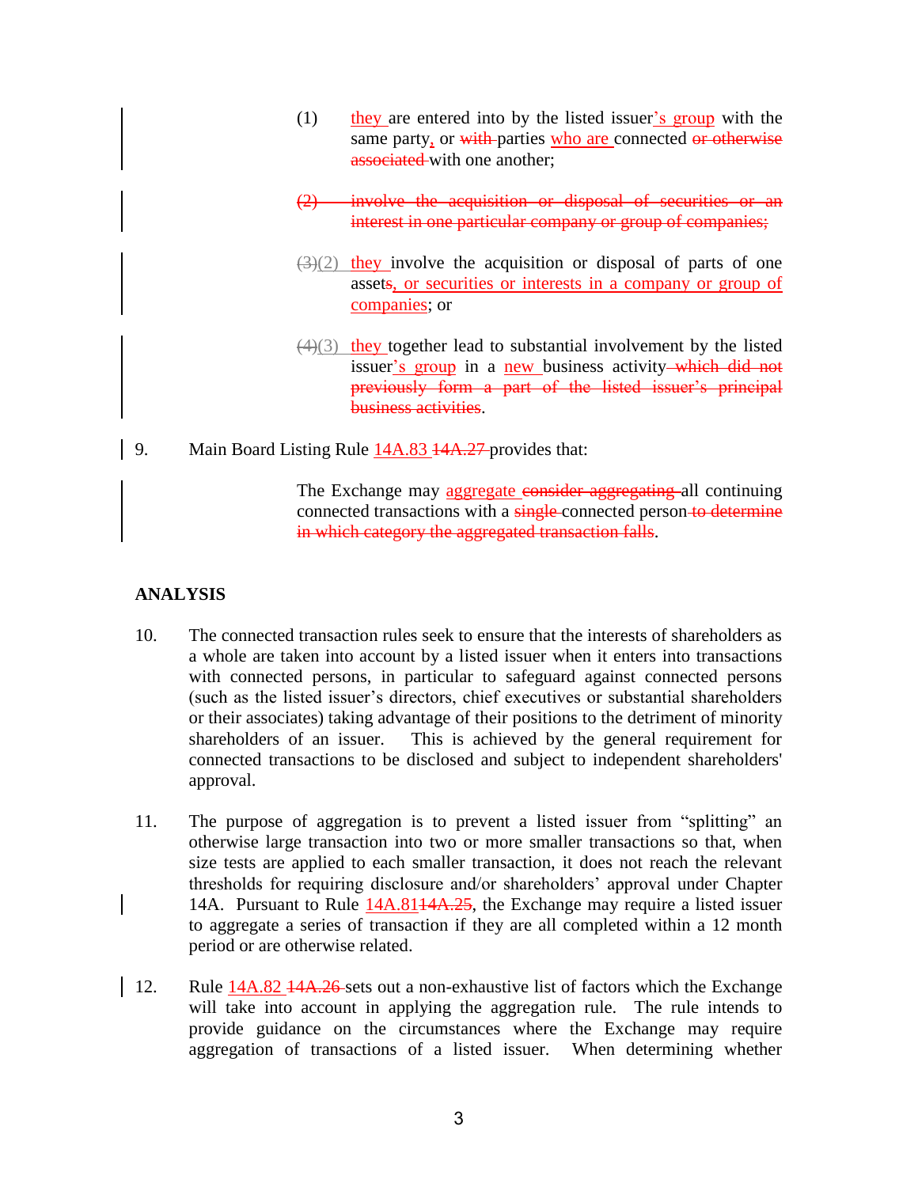(1) they are entered into by the listed issuer's group with the same party, or ~~with~~ parties who are connected ~~or otherwise associated~~ with one another;

~~(2) involve the acquisition or disposal of securities or an interest in one particular company or group of companies;~~

~~(3)~~(2) they involve the acquisition or disposal of parts of one asset~~s~~, or securities or interests in a company or group of companies; or

~~(4)~~(3) they together lead to substantial involvement by the listed issuer's group in a new business activity ~~which did not previously form a part of the listed issuer's principal business activities~~.

9. Main Board Listing Rule 14A.83 ~~14A.27~~ provides that:

> The Exchange may aggregate ~~consider aggregating~~ all continuing connected transactions with a ~~single~~ connected person ~~to determine in which category the aggregated transaction falls~~.

## ANALYSIS

10. The connected transaction rules seek to ensure that the interests of shareholders as a whole are taken into account by a listed issuer when it enters into transactions with connected persons, in particular to safeguard against connected persons (such as the listed issuer's directors, chief executives or substantial shareholders or their associates) taking advantage of their positions to the detriment of minority shareholders of an issuer. This is achieved by the general requirement for connected transactions to be disclosed and subject to independent shareholders' approval.

11. The purpose of aggregation is to prevent a listed issuer from "splitting" an otherwise large transaction into two or more smaller transactions so that, when size tests are applied to each smaller transaction, it does not reach the relevant thresholds for requiring disclosure and/or shareholders' approval under Chapter 14A. Pursuant to Rule 14A.81~~14A.25~~, the Exchange may require a listed issuer to aggregate a series of transaction if they are all completed within a 12 month period or are otherwise related.

12. Rule 14A.82 ~~14A.26~~ sets out a non-exhaustive list of factors which the Exchange will take into account in applying the aggregation rule. The rule intends to provide guidance on the circumstances where the Exchange may require aggregation of transactions of a listed issuer. When determining whether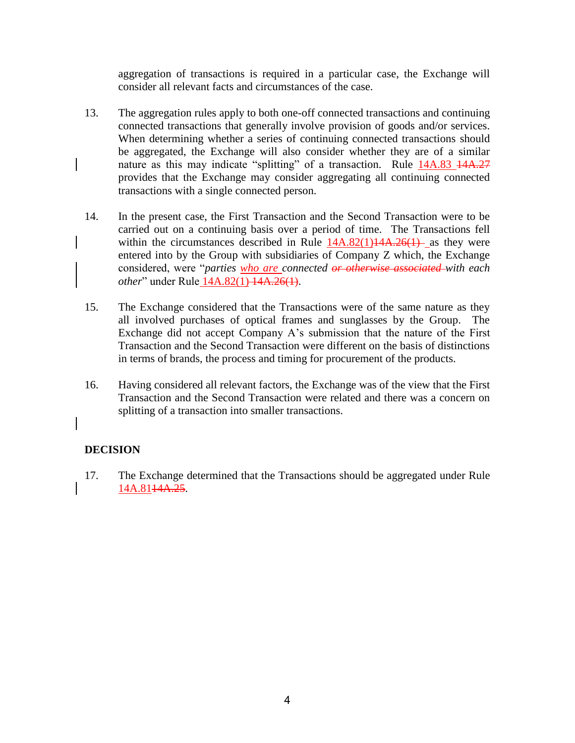aggregation of transactions is required in a particular case, the Exchange will consider all relevant facts and circumstances of the case.

13. The aggregation rules apply to both one-off connected transactions and continuing connected transactions that generally involve provision of goods and/or services. When determining whether a series of continuing connected transactions should be aggregated, the Exchange will also consider whether they are of a similar nature as this may indicate "splitting" of a transaction. Rule 14A.83 ~~14A.27~~ provides that the Exchange may consider aggregating all continuing connected transactions with a single connected person.

14. In the present case, the First Transaction and the Second Transaction were to be carried out on a continuing basis over a period of time. The Transactions fell within the circumstances described in Rule 14A.82(1)~~14A.26(1)~~ as they were entered into by the Group with subsidiaries of Company Z which, the Exchange considered, were "*parties who are connected ~~or otherwise associated~~ with each other*" under Rule 14A.82(1) ~~14A.26(1)~~.

15. The Exchange considered that the Transactions were of the same nature as they all involved purchases of optical frames and sunglasses by the Group. The Exchange did not accept Company A's submission that the nature of the First Transaction and the Second Transaction were different on the basis of distinctions in terms of brands, the process and timing for procurement of the products.

16. Having considered all relevant factors, the Exchange was of the view that the First Transaction and the Second Transaction were related and there was a concern on splitting of a transaction into smaller transactions.

## DECISION

17. The Exchange determined that the Transactions should be aggregated under Rule 14A.81~~14A.25~~.